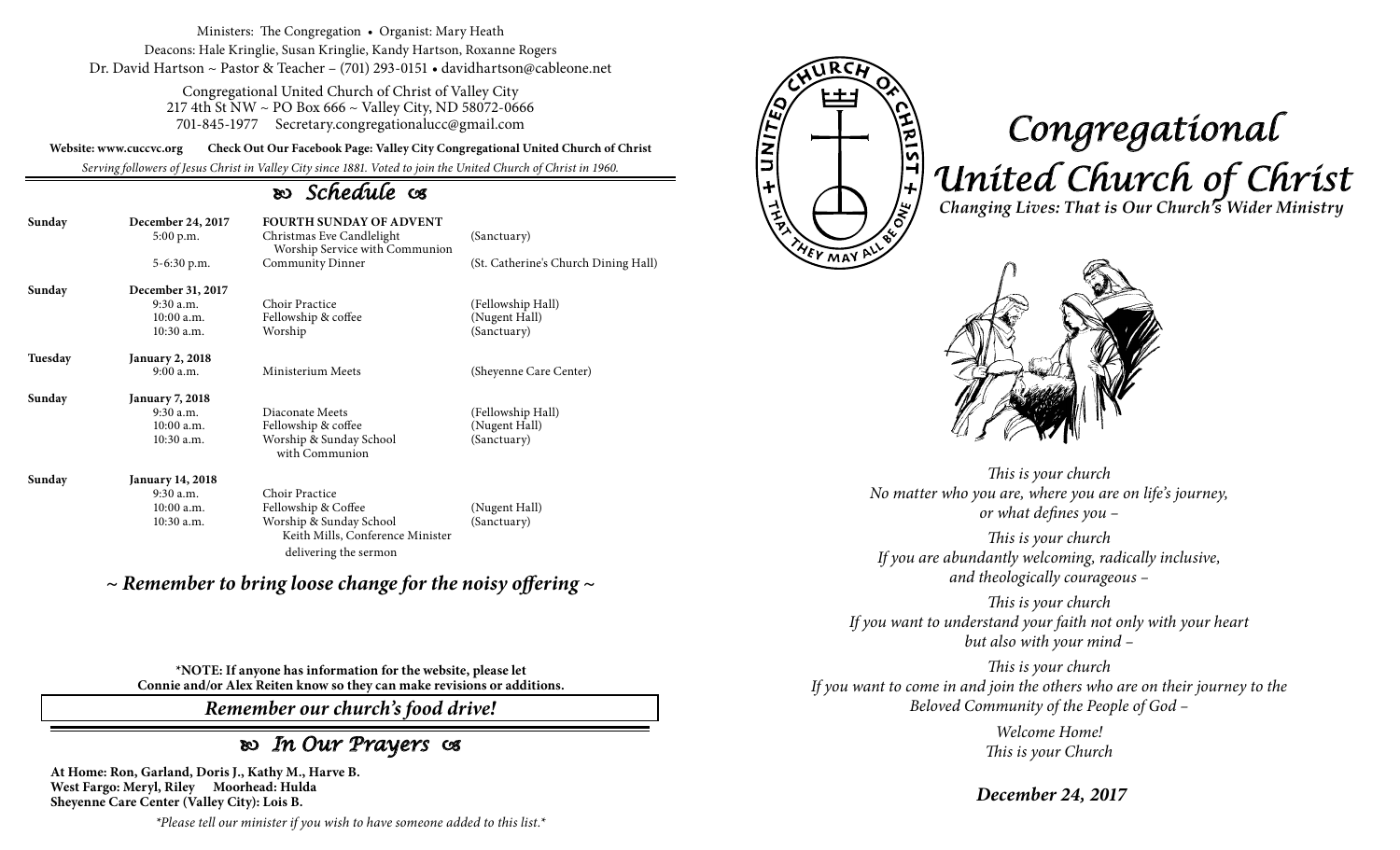Ministers: The Congregation • Organist: Mary Heath
Deacons: Hale Kringlie, Susan Kringlie, Kandy Hartson, Roxanne Rogers
Dr. David Hartson ~ Pastor & Teacher – (701) 293-0151 • davidhartson@cableone.net

Congregational United Church of Christ of Valley City
217 4th St NW ~ PO Box 666 ~ Valley City, ND 58072-0666
701-845-1977 Secretary.congregationalucc@gmail.com

**Website: www.cuccvc.org Check Out Our Facebook Page: Valley City Congregational United Church of Christ**

*Serving followers of Jesus Christ in Valley City since 1881. Voted to join the United Church of Christ in 1960.*

## Schedule

| | | | |
|---|---|---|---|
| **Sunday** | **December 24, 2017** | **FOURTH SUNDAY OF ADVENT** | |
| | 5:00 p.m. | Christmas Eve Candlelight Worship Service with Communion | (Sanctuary) |
| | 5-6:30 p.m. | Community Dinner | (St. Catherine's Church Dining Hall) |
| **Sunday** | **December 31, 2017** | | |
| | 9:30 a.m. | Choir Practice | (Fellowship Hall) |
| | 10:00 a.m. | Fellowship & coffee | (Nugent Hall) |
| | 10:30 a.m. | Worship | (Sanctuary) |
| **Tuesday** | **January 2, 2018** | | |
| | 9:00 a.m. | Ministerium Meets | (Sheyenne Care Center) |
| **Sunday** | **January 7, 2018** | | |
| | 9:30 a.m. | Diaconate Meets | (Fellowship Hall) |
| | 10:00 a.m. | Fellowship & coffee | (Nugent Hall) |
| | 10:30 a.m. | Worship & Sunday School with Communion | (Sanctuary) |
| **Sunday** | **January 14, 2018** | | |
| | 9:30 a.m. | Choir Practice | |
| | 10:00 a.m. | Fellowship & Coffee | (Nugent Hall) |
| | 10:30 a.m. | Worship & Sunday School Keith Mills, Conference Minister delivering the sermon | (Sanctuary) |

***~ Remember to bring loose change for the noisy offering ~***

**\*NOTE: If anyone has information for the website, please let Connie and/or Alex Reiten know so they can make revisions or additions.**

***Remember our church's food drive!***

## In Our Prayers

**At Home: Ron, Garland, Doris J., Kathy M., Harve B.**
**West Fargo: Meryl, Riley Moorhead: Hulda**
**Sheyenne Care Center (Valley City): Lois B.**

*\*Please tell our minister if you wish to have someone added to this list.\**

# Congregational United Church of Christ

***Changing Lives: That is Our Church's Wider Ministry***

*This is your church*
*No matter who you are, where you are on life's journey,*
*or what defines you –*

*This is your church*
*If you are abundantly welcoming, radically inclusive,*
*and theologically courageous –*

*This is your church*
*If you want to understand your faith not only with your heart*
*but also with your mind –*

*This is your church*
*If you want to come in and join the others who are on their journey to the*
*Beloved Community of the People of God –*

*Welcome Home!*
*This is your Church*

***December 24, 2017***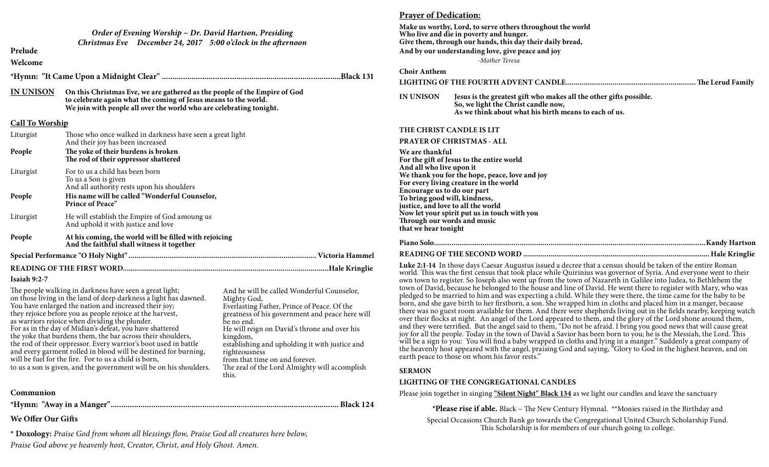*Order of Evening Worship ~ Dr. David Hartson, Presiding*
*Christmas Eve December 24, 2017 5:00 o'clock in the afternoon*

**Prelude**

**Welcome**

**\*Hymn: "It Came Upon a Midnight Clear" ........................................................ Black 131**

**IN UNISON** **On this Christmas Eve, we are gathered as the people of the Empire of God to celebrate again what the coming of Jesus means to the world. We join with people all over the world who are celebrating tonight.**

**Call To Worship**

Liturgist Those who once walked in darkness have seen a great light
And their joy has been increased

**People** **The yoke of their burdens is broken**
**The rod of their oppressor shattered**

Liturgist For to us a child has been born
To us a Son is given
And all authority rests upon his shoulders

**People** **His name will be called "Wonderful Counselor, Prince of Peace"**

Liturgist He will establish the Empire of God amoung us
And uphold it with justice and love

**People** **At his coming, the world will be filled with rejoicing**
**And the faithful shall witness it together**

**Special Performance "O Holy Night" ........................................................ Victoria Hammel**

**READING OF THE FIRST WORD........................................................ Hale Kringlie**

**Isaiah 9:2-7**

The people walking in darkness have seen a great light;
on those living in the land of deep darkness a light has dawned.
You have enlarged the nation and increased their joy;
they rejoice before you as people rejoice at the harvest,
as warriors rejoice when dividing the plunder.
For as in the day of Midian's defeat, you have shattered
the yoke that burdens them, the bar across their shoulders,
the rod of their oppressor. Every warrior's boot used in battle
and every garment rolled in blood will be destined for burning,
will be fuel for the fire. For to us a child is born,
to us a son is given, and the government will be on his shoulders.
And he will be called Wonderful Counselor,
Mighty God,
Everlasting Father, Prince of Peace. Of the
greatness of his government and peace here will
be no end.
He will reign on David's throne and over his
kingdom,
establishing and upholding it with justice and
righteousness
from that time on and forever.
The zeal of the Lord Almighty will accomplish
this.

**Communion**

**\*Hymn: "Away in a Manger"........................................................ Black 124**

**We Offer Our Gifts**

**\* Doxology:** *Praise God from whom all blessings flow, Praise God all creatures here below, Praise God above ye heavenly host, Creator, Christ, and Holy Ghost. Amen.*

**Prayer of Dedication:**

**Make us worthy, Lord, to serve others throughout the world**
**Who live and die in poverty and hunger.**
**Give them, through our hands, this day their daily bread,**
**And by our understanding love, give peace and joy**

*-Mother Teresa*

**Choir Anthem**

**LIGHTING OF THE FOURTH ADVENT CANDLE........................................................ The Lerud Family**

**IN UNISON** **Jesus is the greatest gift who makes all the other gifts possible. So, we light the Christ candle now, As we think about what his birth means to each of us.**

**THE CHRIST CANDLE IS LIT**

**PRAYER OF CHRISTMAS - ALL**

**We are thankful**
**For the gift of Jesus to the entire world**
**And all who live upon it**
**We thank you for the hope, peace, love and joy**
**For every living creature in the world**
**Encourage us to do our part**
**To bring good will, kindness,**
**justice, and love to all the world**
**Now let your spirit put us in touch with you**
**Through our words and music**
**that we hear tonight**

**Piano Solo........................................................ Kandy Hartson**

**READING OF THE SECOND WORD ........................................................ Hale Kringlie**

**Luke 2:1-14** In those days Caesar Augustus issued a decree that a census should be taken of the entire Roman world. This was the first census that took place while Quirinius was governor of Syria. And everyone went to their own town to register. So Joseph also went up from the town of Nazareth in Galilee into Judea, to Bethlehem the town of David, because he belonged to the house and line of David. He went there to register with Mary, who was pledged to be married to him and was expecting a child. While they were there, the time came for the baby to be born, and she gave birth to her firstborn, a son. She wrapped him in cloths and placed him in a manger, because there was no guest room available for them. And there were shepherds living out in the fields nearby, keeping watch over their flocks at night. An angel of the Lord appeared to them, and the glory of the Lord shone around them, and they were terrified. But the angel said to them, "Do not be afraid. I bring you good news that will cause great joy for all the people. Today in the town of David a Savior has been born to you; he is the Messiah, the Lord. This will be a sign to you: You will find a baby wrapped in cloths and lying in a manger." Suddenly a great company of the heavenly host appeared with the angel, praising God and saying, "Glory to God in the highest heaven, and on earth peace to those on whom his favor rests."

**SERMON**

**LIGHTING OF THE CONGREGATIONAL CANDLES**

Please join together in singing **"Silent Night" Black 134** as we light our candles and leave the sanctuary

**\*Please rise if able.** Black ~ The New Century Hymnal. \*\*Monies raised in the Birthday and Special Occasions Church Bank go towards the Congregational United Church Scholarship Fund. This Scholarship is for members of our church going to college.